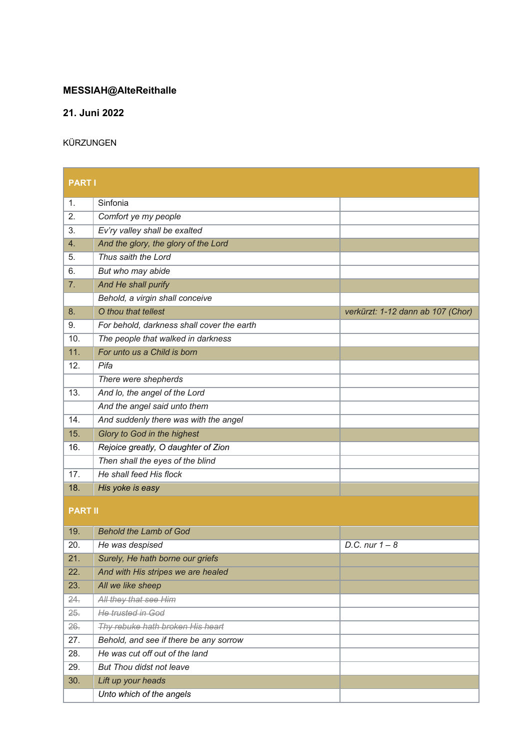**MESSIAH@AlteReithalle**

**21. Juni 2022**

KÜRZUNGEN

| PART I | | |
|---|---|---|
| 1. | Sinfonia | |
| 2. | *Comfort ye my people* | |
| 3. | *Ev'ry valley shall be exalted* | |
| 4. | *And the glory, the glory of the Lord* | |
| 5. | *Thus saith the Lord* | |
| 6. | *But who may abide* | |
| 7. | *And He shall purify* | |
| | *Behold, a virgin shall conceive* | |
| 8. | *O thou that tellest* | *verkürzt: 1-12 dann ab 107 (Chor)* |
| 9. | *For behold, darkness shall cover the earth* | |
| 10. | *The people that walked in darkness* | |
| 11. | *For unto us a Child is born* | |
| 12. | *Pifa* | |
| | *There were shepherds* | |
| 13. | *And lo, the angel of the Lord* | |
| | *And the angel said unto them* | |
| 14. | *And suddenly there was with the angel* | |
| 15. | *Glory to God in the highest* | |
| 16. | *Rejoice greatly, O daughter of Zion* | |
| | *Then shall the eyes of the blind* | |
| 17. | *He shall feed His flock* | |
| 18. | *His yoke is easy* | |
| **PART II** | | |
| 19. | *Behold the Lamb of God* | |
| 20. | *He was despised* | *D.C. nur 1 – 8* |
| 21. | *Surely, He hath borne our griefs* | |
| 22. | *And with His stripes we are healed* | |
| 23. | *All we like sheep* | |
| ~~24.~~ | ~~*All they that see Him*~~ | |
| ~~25.~~ | ~~*He trusted in God*~~ | |
| ~~26.~~ | ~~*Thy rebuke hath broken His heart*~~ | |
| 27. | *Behold, and see if there be any sorrow* | |
| 28. | *He was cut off out of the land* | |
| 29. | *But Thou didst not leave* | |
| 30. | *Lift up your heads* | |
| | *Unto which of the angels* | |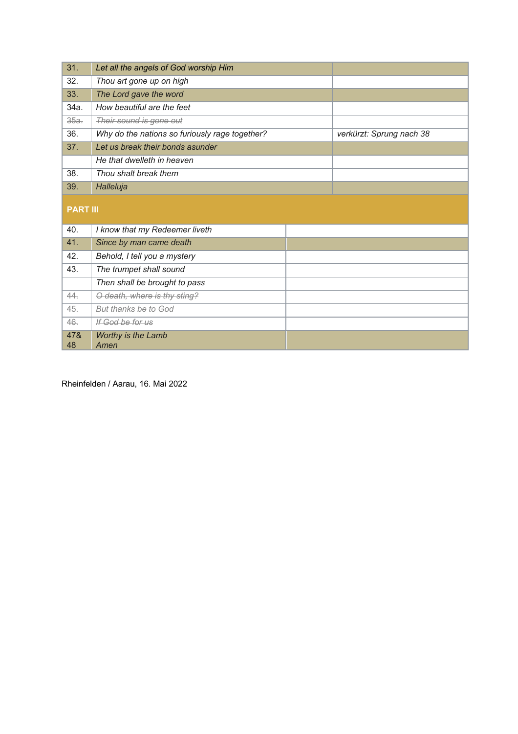| | | |
|---|---|---|
| 31. | *Let all the angels of God worship Him* | |
| 32. | *Thou art gone up on high* | |
| 33. | *The Lord gave the word* | |
| 34a. | *How beautiful are the feet* | |
| ~~35a.~~ | ~~*Their sound is gone out*~~ | |
| 36. | *Why do the nations so furiously rage together?* | *verkürzt: Sprung nach 38* |
| 37. | *Let us break their bonds asunder* | |
| | *He that dwelleth in heaven* | |
| 38. | *Thou shalt break them* | |
| 39. | *Halleluja* | |
| **PART III** | | |
| 40. | *I know that my Redeemer liveth* | |
| 41. | *Since by man came death* | |
| 42. | *Behold, I tell you a mystery* | |
| 43. | *The trumpet shall sound* | |
| | *Then shall be brought to pass* | |
| ~~44.~~ | ~~*O death, where is thy sting?*~~ | |
| ~~45.~~ | ~~*But thanks be to God*~~ | |
| ~~46.~~ | ~~*If God be for us*~~ | |
| 47& 48 | *Worthy is the Lamb* *Amen* | |

Rheinfelden / Aarau, 16. Mai 2022